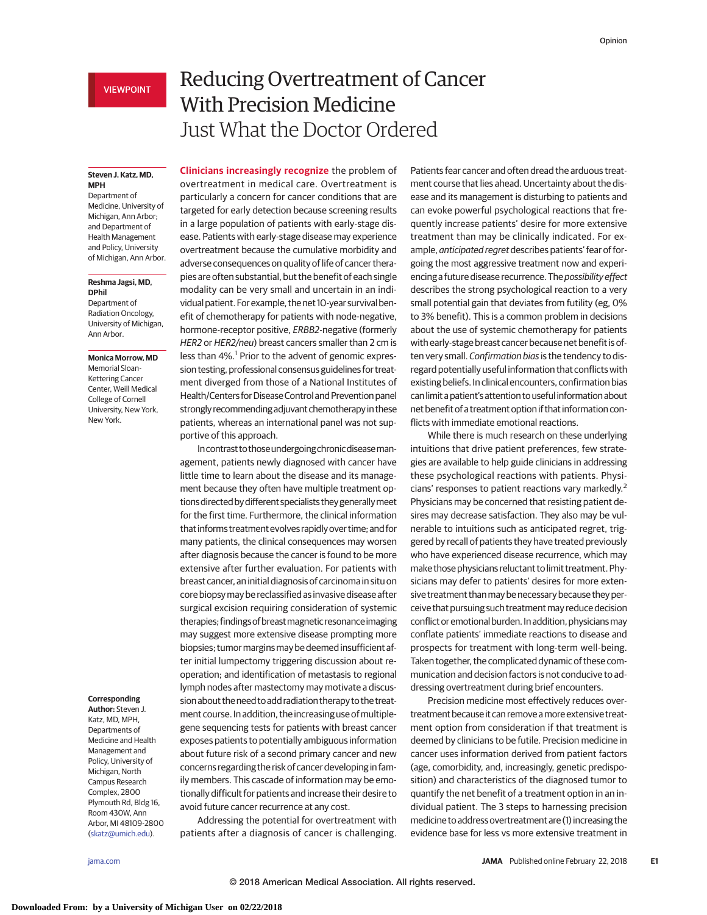VIEWPOINT

# Reducing Overtreatment of Cancer With Precision Medicine
## Just What the Doctor Ordered

**Steven J. Katz, MD, MPH**
Department of Medicine, University of Michigan, Ann Arbor; and Department of Health Management and Policy, University of Michigan, Ann Arbor.

**Reshma Jagsi, MD, DPhil**
Department of Radiation Oncology, University of Michigan, Ann Arbor.

**Monica Morrow, MD**
Memorial Sloan-Kettering Cancer Center, Weill Medical College of Cornell University, New York, New York.

**Corresponding Author:** Steven J. Katz, MD, MPH, Departments of Medicine and Health Management and Policy, University of Michigan, North Campus Research Complex, 2800 Plymouth Rd, Bldg 16, Room 430W, Ann Arbor, MI 48109-2800 (skatz@umich.edu).

**Clinicians increasingly recognize** the problem of overtreatment in medical care. Overtreatment is particularly a concern for cancer conditions that are targeted for early detection because screening results in a large population of patients with early-stage disease. Patients with early-stage disease may experience overtreatment because the cumulative morbidity and adverse consequences on quality of life of cancer therapies are often substantial, but the benefit of each single modality can be very small and uncertain in an individual patient. For example, the net 10-year survival benefit of chemotherapy for patients with node-negative, hormone-receptor positive, *ERBB2*-negative (formerly *HER2* or *HER2/neu*) breast cancers smaller than 2 cm is less than 4%.[1] Prior to the advent of genomic expression testing, professional consensus guidelines for treatment diverged from those of a National Institutes of Health/Centers for Disease Control and Prevention panel strongly recommending adjuvant chemotherapy in these patients, whereas an international panel was not supportive of this approach.

In contrast to those undergoing chronic disease management, patients newly diagnosed with cancer have little time to learn about the disease and its management because they often have multiple treatment options directed by different specialists they generally meet for the first time. Furthermore, the clinical information that informs treatment evolves rapidly over time; and for many patients, the clinical consequences may worsen after diagnosis because the cancer is found to be more extensive after further evaluation. For patients with breast cancer, an initial diagnosis of carcinoma in situ on core biopsy may be reclassified as invasive disease after surgical excision requiring consideration of systemic therapies; findings of breast magnetic resonance imaging may suggest more extensive disease prompting more biopsies; tumor margins may be deemed insufficient after initial lumpectomy triggering discussion about reoperation; and identification of metastasis to regional lymph nodes after mastectomy may motivate a discussion about the need to add radiation therapy to the treatment course. In addition, the increasing use of multiple-gene sequencing tests for patients with breast cancer exposes patients to potentially ambiguous information about future risk of a second primary cancer and new concerns regarding the risk of cancer developing in family members. This cascade of information may be emotionally difficult for patients and increase their desire to avoid future cancer recurrence at any cost.

Addressing the potential for overtreatment with patients after a diagnosis of cancer is challenging. Patients fear cancer and often dread the arduous treatment course that lies ahead. Uncertainty about the disease and its management is disturbing to patients and can evoke powerful psychological reactions that frequently increase patients' desire for more extensive treatment than may be clinically indicated. For example, *anticipated regret* describes patients' fear of forgoing the most aggressive treatment now and experiencing a future disease recurrence. The *possibility effect* describes the strong psychological reaction to a very small potential gain that deviates from futility (eg, 0% to 3% benefit). This is a common problem in decisions about the use of systemic chemotherapy for patients with early-stage breast cancer because net benefit is often very small. *Confirmation bias* is the tendency to disregard potentially useful information that conflicts with existing beliefs. In clinical encounters, confirmation bias can limit a patient's attention to useful information about net benefit of a treatment option if that information conflicts with immediate emotional reactions.

While there is much research on these underlying intuitions that drive patient preferences, few strategies are available to help guide clinicians in addressing these psychological reactions with patients. Physicians' responses to patient reactions vary markedly.[2] Physicians may be concerned that resisting patient desires may decrease satisfaction. They also may be vulnerable to intuitions such as anticipated regret, triggered by recall of patients they have treated previously who have experienced disease recurrence, which may make those physicians reluctant to limit treatment. Physicians may defer to patients' desires for more extensive treatment than may be necessary because they perceive that pursuing such treatment may reduce decision conflict or emotional burden. In addition, physicians may conflate patients' immediate reactions to disease and prospects for treatment with long-term well-being. Taken together, the complicated dynamic of these communication and decision factors is not conducive to addressing overtreatment during brief encounters.

Precision medicine most effectively reduces overtreatment because it can remove a more extensive treatment option from consideration if that treatment is deemed by clinicians to be futile. Precision medicine in cancer uses information derived from patient factors (age, comorbidity, and, increasingly, genetic predisposition) and characteristics of the diagnosed tumor to quantify the net benefit of a treatment option in an individual patient. The 3 steps to harnessing precision medicine to address overtreatment are (1) increasing the evidence base for less vs more extensive treatment in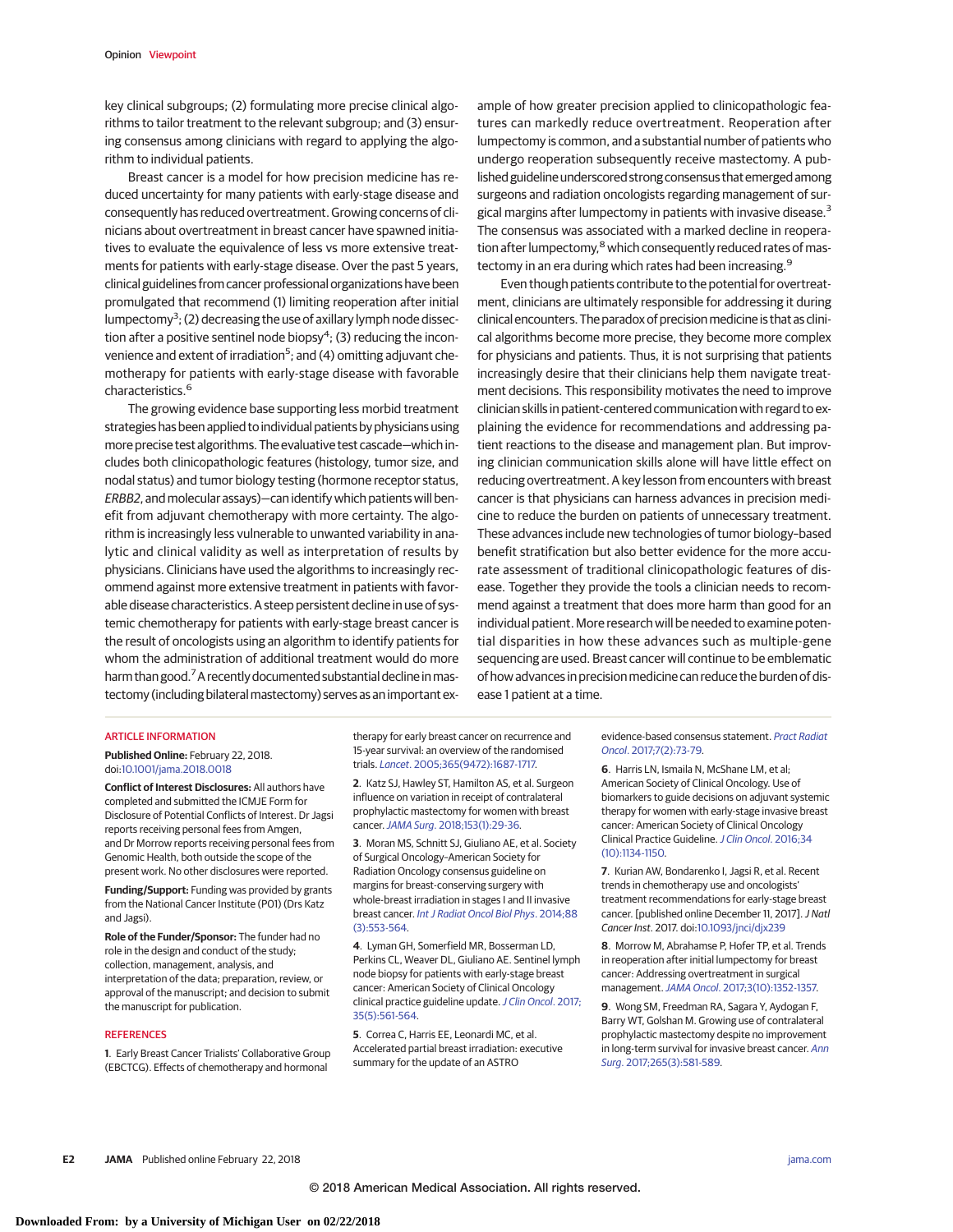key clinical subgroups; (2) formulating more precise clinical algorithms to tailor treatment to the relevant subgroup; and (3) ensuring consensus among clinicians with regard to applying the algorithm to individual patients.

Breast cancer is a model for how precision medicine has reduced uncertainty for many patients with early-stage disease and consequently has reduced overtreatment. Growing concerns of clinicians about overtreatment in breast cancer have spawned initiatives to evaluate the equivalence of less vs more extensive treatments for patients with early-stage disease. Over the past 5 years, clinical guidelines from cancer professional organizations have been promulgated that recommend (1) limiting reoperation after initial lumpectomy[3]; (2) decreasing the use of axillary lymph node dissection after a positive sentinel node biopsy[4]; (3) reducing the inconvenience and extent of irradiation[5]; and (4) omitting adjuvant chemotherapy for patients with early-stage disease with favorable characteristics.[6]

The growing evidence base supporting less morbid treatment strategies has been applied to individual patients by physicians using more precise test algorithms. The evaluative test cascade—which includes both clinicopathologic features (histology, tumor size, and nodal status) and tumor biology testing (hormone receptor status, *ERBB2*, and molecular assays)—can identify which patients will benefit from adjuvant chemotherapy with more certainty. The algorithm is increasingly less vulnerable to unwanted variability in analytic and clinical validity as well as interpretation of results by physicians. Clinicians have used the algorithms to increasingly recommend against more extensive treatment in patients with favorable disease characteristics. A steep persistent decline in use of systemic chemotherapy for patients with early-stage breast cancer is the result of oncologists using an algorithm to identify patients for whom the administration of additional treatment would do more harm than good.[7] A recently documented substantial decline in mastectomy (including bilateral mastectomy) serves as an important example of how greater precision applied to clinicopathologic features can markedly reduce overtreatment. Reoperation after lumpectomy is common, and a substantial number of patients who undergo reoperation subsequently receive mastectomy. A published guideline underscored strong consensus that emerged among surgeons and radiation oncologists regarding management of surgical margins after lumpectomy in patients with invasive disease.[3] The consensus was associated with a marked decline in reoperation after lumpectomy,[8] which consequently reduced rates of mastectomy in an era during which rates had been increasing.[9]

Even though patients contribute to the potential for overtreatment, clinicians are ultimately responsible for addressing it during clinical encounters. The paradox of precision medicine is that as clinical algorithms become more precise, they become more complex for physicians and patients. Thus, it is not surprising that patients increasingly desire that their clinicians help them navigate treatment decisions. This responsibility motivates the need to improve clinician skills in patient-centered communication with regard to explaining the evidence for recommendations and addressing patient reactions to the disease and management plan. But improving clinician communication skills alone will have little effect on reducing overtreatment. A key lesson from encounters with breast cancer is that physicians can harness advances in precision medicine to reduce the burden on patients of unnecessary treatment. These advances include new technologies of tumor biology–based benefit stratification but also better evidence for the more accurate assessment of traditional clinicopathologic features of disease. Together they provide the tools a clinician needs to recommend against a treatment that does more harm than good for an individual patient. More research will be needed to examine potential disparities in how these advances such as multiple-gene sequencing are used. Breast cancer will continue to be emblematic of how advances in precision medicine can reduce the burden of disease 1 patient at a time.

## ARTICLE INFORMATION

**Published Online:** February 22, 2018. doi:10.1001/jama.2018.0018

**Conflict of Interest Disclosures:** All authors have completed and submitted the ICMJE Form for Disclosure of Potential Conflicts of Interest. Dr Jagsi reports receiving personal fees from Amgen, and Dr Morrow reports receiving personal fees from Genomic Health, both outside the scope of the present work. No other disclosures were reported.

**Funding/Support:** Funding was provided by grants from the National Cancer Institute (P01) (Drs Katz and Jagsi).

**Role of the Funder/Sponsor:** The funder had no role in the design and conduct of the study; collection, management, analysis, and interpretation of the data; preparation, review, or approval of the manuscript; and decision to submit the manuscript for publication.

## REFERENCES

1. Early Breast Cancer Trialists' Collaborative Group (EBCTCG). Effects of chemotherapy and hormonal therapy for early breast cancer on recurrence and 15-year survival: an overview of the randomised trials. *Lancet*. 2005;365(9472):1687-1717.

2. Katz SJ, Hawley ST, Hamilton AS, et al. Surgeon influence on variation in receipt of contralateral prophylactic mastectomy for women with breast cancer. *JAMA Surg*. 2018;153(1):29-36.

3. Moran MS, Schnitt SJ, Giuliano AE, et al. Society of Surgical Oncology–American Society for Radiation Oncology consensus guideline on margins for breast-conserving surgery with whole-breast irradiation in stages I and II invasive breast cancer. *Int J Radiat Oncol Biol Phys*. 2014;88(3):553-564.

4. Lyman GH, Somerfield MR, Bosserman LD, Perkins CL, Weaver DL, Giuliano AE. Sentinel lymph node biopsy for patients with early-stage breast cancer: American Society of Clinical Oncology clinical practice guideline update. *J Clin Oncol*. 2017;35(5):561-564.

5. Correa C, Harris EE, Leonardi MC, et al. Accelerated partial breast irradiation: executive summary for the update of an ASTRO evidence-based consensus statement. *Pract Radiat Oncol*. 2017;7(2):73-79.

6. Harris LN, Ismaila N, McShane LM, et al; American Society of Clinical Oncology. Use of biomarkers to guide decisions on adjuvant systemic therapy for women with early-stage invasive breast cancer: American Society of Clinical Oncology Clinical Practice Guideline. *J Clin Oncol*. 2016;34(10):1134-1150.

7. Kurian AW, Bondarenko I, Jagsi R, et al. Recent trends in chemotherapy use and oncologists' treatment recommendations for early-stage breast cancer. [published online December 11, 2017]. *J Natl Cancer Inst*. 2017. doi:10.1093/jnci/djx239

8. Morrow M, Abrahamse P, Hofer TP, et al. Trends in reoperation after initial lumpectomy for breast cancer: Addressing overtreatment in surgical management. *JAMA Oncol*. 2017;3(10):1352-1357.

9. Wong SM, Freedman RA, Sagara Y, Aydogan F, Barry WT, Golshan M. Growing use of contralateral prophylactic mastectomy despite no improvement in long-term survival for invasive breast cancer. *Ann Surg*. 2017;265(3):581-589.